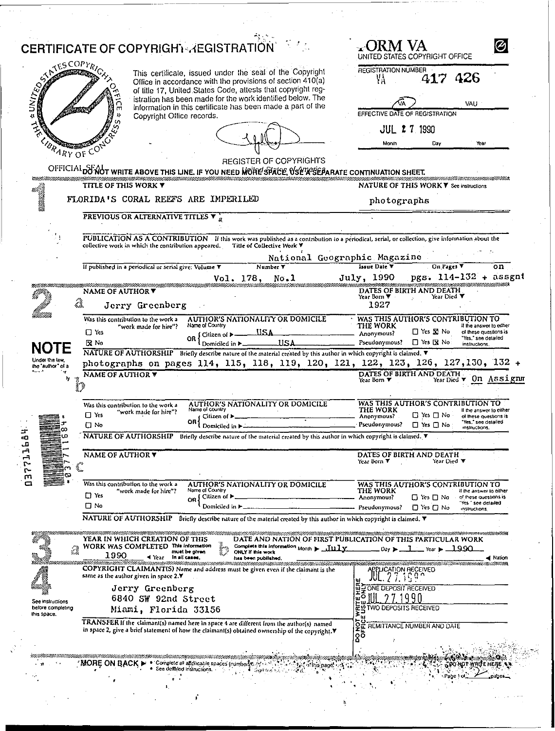# CERTIFICATE OF COPYRIGHT REGISTRATION

This certificate, issued under the seal of the Copyright Office in accordance with the provisions of section 410(a) of title 17, United States Code, attests that copyright registration has been made for the work identified below. The information in this certificate has been made a part of the Copyright Office records.

REGISTER OF COPYRIGHTS
United States of America

OFFICIAL SEAL

**FORM VA**
UNITED STATES COPYRIGHT OFFICE

REGISTRATION NUMBER
VA 417 426

VA VAU

EFFECTIVE DATE OF REGISTRATION
JUL 27 1990
Month Day Year

DO NOT WRITE ABOVE THIS LINE. IF YOU NEED MORE SPACE, USE A SEPARATE CONTINUATION SHEET.

## 1

**TITLE OF THIS WORK ▼**
FLORIDA'S CORAL REEFS ARE IMPERILED

**NATURE OF THIS WORK ▼** See instructions
photographs

**PREVIOUS OR ALTERNATIVE TITLES ▼**

**PUBLICATION AS A CONTRIBUTION** If this work was published as a contribution to a periodical, serial, or collection, give information about the collective work in which the contribution appeared. Title of Collective Work ▼
National Geographic Magazine

If published in a periodical or serial give: Volume ▼ Number ▼ Issue Date ▼ On Pages ▼
Vol. 178, No.1 July, 1990 pgs. 114-132 + on assgnt

## 2

**a NAME OF AUTHOR ▼**
Jerry Greenberg

**DATES OF BIRTH AND DEATH**
Year Born ▼ 1927 Year Died ▼

Was this contribution to the work a "work made for hire"?
☐ Yes
☒ No

**AUTHOR'S NATIONALITY OR DOMICILE**
Name of Country
OR { Citizen of ▶ USA
Domiciled in ▶ USA

**WAS THIS AUTHOR'S CONTRIBUTION TO THE WORK**
Anonymous? ☐ Yes ☒ No
Pseudonymous? ☐ Yes ☒ No
If the answer to either of these questions is "Yes," see detailed instructions.

**NATURE OF AUTHORSHIP** Briefly describe nature of the material created by this author in which copyright is claimed. ▼
photographs on pages 114, 115, 118, 119, 120, 121, 122, 123, 126, 127, 130, 132 + On Assignm

**NOTE**
Under the law, the "author" of a ...

**b NAME OF AUTHOR ▼**

**DATES OF BIRTH AND DEATH**
Year Born ▼ Year Died ▼

Was this contribution to the work a "work made for hire"?
☐ Yes
☐ No

**AUTHOR'S NATIONALITY OR DOMICILE**
Name of country
OR { Citizen of ▶
Domiciled in ▶

**WAS THIS AUTHOR'S CONTRIBUTION TO THE WORK**
Anonymous? ☐ Yes ☐ No
Pseudonymous? ☐ Yes ☐ No
If the answer to either of these questions is "Yes," see detailed instructions.

**NATURE OF AUTHORSHIP** Briefly describe nature of the material created by this author in which copyright is claimed. ▼

**c NAME OF AUTHOR ▼**

**DATES OF BIRTH AND DEATH**
Year Born ▼ Year Died ▼

Was this contribution to the work a "work made for hire"?
☐ Yes
☐ No

**AUTHOR'S NATIONALITY OR DOMICILE**
Name of Country
OR { Citizen of ▶
Domiciled in ▶

**WAS THIS AUTHOR'S CONTRIBUTION TO THE WORK**
Anonymous? ☐ Yes ☐ No
Pseudonymous? ☐ Yes ☐ No
If the answer to either of these questions is "Yes," see detailed instructions.

**NATURE OF AUTHORSHIP** Briefly describe nature of the material created by this author in which copyright is claimed. ▼

## 3

**a YEAR IN WHICH CREATION OF THIS WORK WAS COMPLETED** This information must be given in all cases.
1990 ◀ Year

**b DATE AND NATION OF FIRST PUBLICATION OF THIS PARTICULAR WORK**
Complete this information ONLY if this work has been published.
Month ▶ July Day ▶ 1 Year ▶ 1990
◀ Nation

## 4

**COPYRIGHT CLAIMANT(S)** Name and address must be given even if the claimant is the same as the author given in space 2.▼

Jerry Greenberg
6840 SW 92nd Street
Miami, Florida 33156

See instructions before completing this space.

**TRANSFER** If the claimant(s) named here in space 4 are different from the author(s) named in space 2, give a brief statement of how the claimant(s) obtained ownership of the copyright.▼

DO NOT WRITE HERE — OFFICE USE ONLY
APPLICATION RECEIVED
JUL. 27, 1990
ONE DEPOSIT RECEIVED
JUL 27 1990
TWO DEPOSITS RECEIVED
REMITTANCE NUMBER AND DATE

**MORE ON BACK ▶** • Complete all applicable spaces (numbers ...) on the reverse side of this page. • See detailed instructions. • Sign the form at line ...

DO NOT WRITE HERE

Page 1 of 2 pages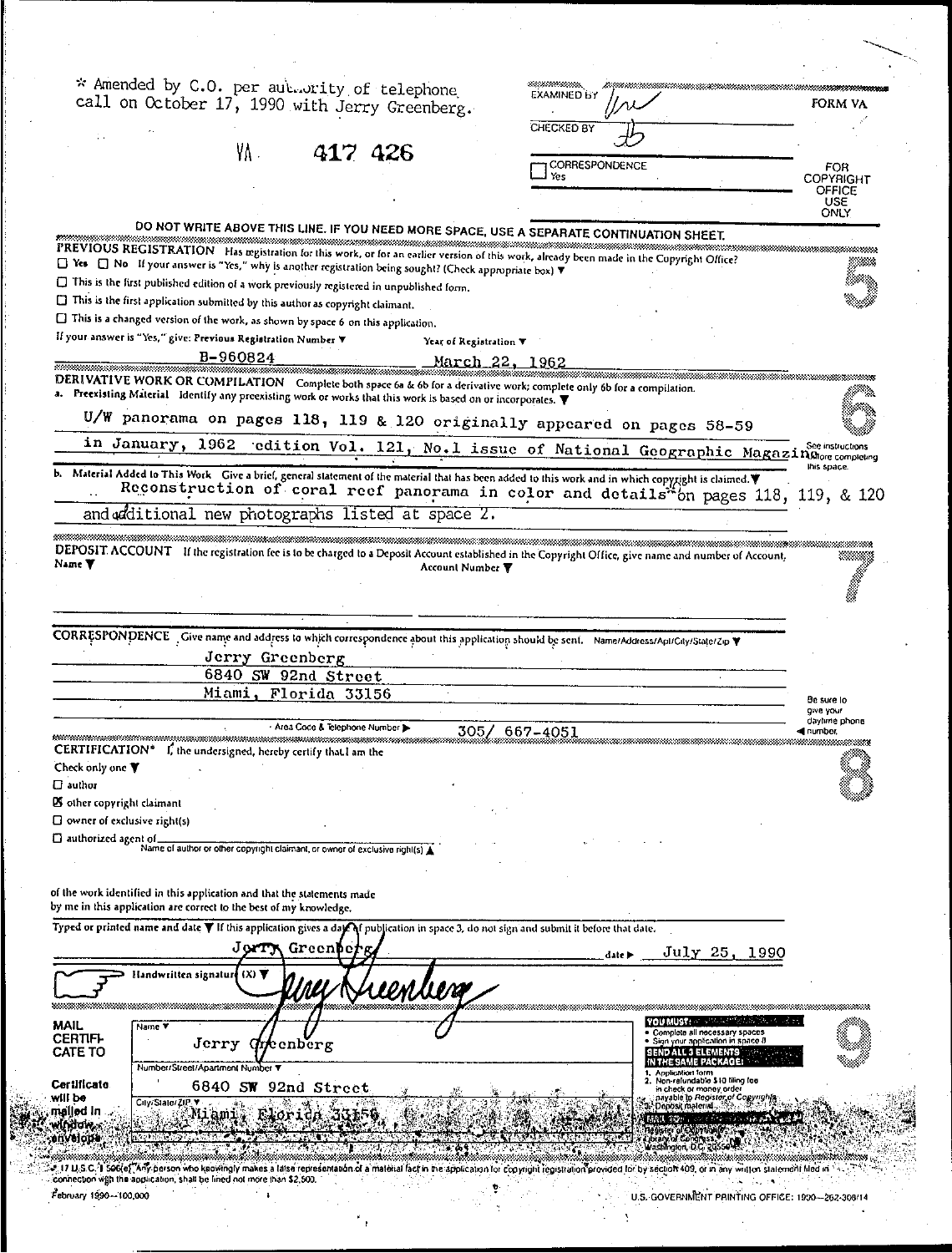* Amended by C.O. per authority of telephone call on October 17, 1990 with Jerry Greenberg.

VA 417 426

EXAMINED BY

CHECKED BY

☐ CORRESPONDENCE Yes

FORM VA

FOR COPYRIGHT OFFICE USE ONLY

DO NOT WRITE ABOVE THIS LINE. IF YOU NEED MORE SPACE, USE A SEPARATE CONTINUATION SHEET.

## 5

**PREVIOUS REGISTRATION** Has registration for this work, or for an earlier version of this work, already been made in the Copyright Office?

☐ Yes ☐ No If your answer is "Yes," why is another registration being sought? (Check appropriate box) ▼

☐ This is the first published edition of a work previously registered in unpublished form.

☐ This is the first application submitted by this author as copyright claimant.

☐ This is a changed version of the work, as shown by space 6 on this application.

If your answer is "Yes," give: Previous Registration Number ▼ B-960824 Year of Registration ▼ March 22, 1962

## 6

**DERIVATIVE WORK OR COMPILATION** Complete both space 6a & 6b for a derivative work; complete only 6b for a compilation.

a. Preexisting Material Identify any preexisting work or works that this work is based on or incorporates. ▼

U/W panorama on pages 118, 119 & 120 originally appeared on pages 58-59 in January, 1962 edition Vol. 121, No.1 issue of National Geographic Magazine

See instructions before completing this space.

b. Material Added to This Work Give a brief, general statement of the material that has been added to this work and in which copyright is claimed. ▼

Reconstruction of coral reef panorama in color and details* on pages 118, 119, & 120 and additional new photographs listed at space 2.

## 7

**DEPOSIT ACCOUNT** If the registration fee is to be charged to a Deposit Account established in the Copyright Office, give name and number of Account.

Name ▼ Account Number ▼

**CORRESPONDENCE** Give name and address to which correspondence about this application should be sent. Name/Address/Apt/City/State/Zip ▼

Jerry Greenberg
6840 SW 92nd Street
Miami, Florida 33156

Area Code & Telephone Number ▶ 305/ 667-4051

Be sure to give your daytime phone ◀ number.

## 8

**CERTIFICATION*** I, the undersigned, hereby certify that I am the

Check only one ▼

☐ author

☒ other copyright claimant

☐ owner of exclusive right(s)

☐ authorized agent of ______
Name of author or other copyright claimant, or owner of exclusive right(s) ▲

of the work identified in this application and that the statements made by me in this application are correct to the best of my knowledge.

Typed or printed name and date ▼ If this application gives a date of publication in space 3, do not sign and submit it before that date.

Jerry Greenberg date ▶ July 25, 1990

Handwritten signature (X) ▼ Jerry Greenberg

## 9

**MAIL CERTIFICATE TO**

Name ▼ Jerry Greenberg

Number/Street/Apartment Number ▼ 6840 SW 92nd Street

City/State/ZIP ▼ Miami, Florida 33156

Certificate will be mailed in window envelope

**YOU MUST:**
- Complete all necessary spaces
- Sign your application in space 8

**SEND ALL 3 ELEMENTS IN THE SAME PACKAGE:**
1. Application form
2. Non-refundable $10 filing fee in check or money order payable to Register of Copyrights
3. Deposit material

MAIL TO: Register of Copyrights, Library of Congress, Washington, D.C. 20559

* 17 U.S.C. § 506(e): Any person who knowingly makes a false representation of a material fact in the application for copyright registration provided for by section 409, or in any written statement filed in connection with the application, shall be fined not more than $2,500.

February 1990—100,000

U.S. GOVERNMENT PRINTING OFFICE: 1990—262-308/14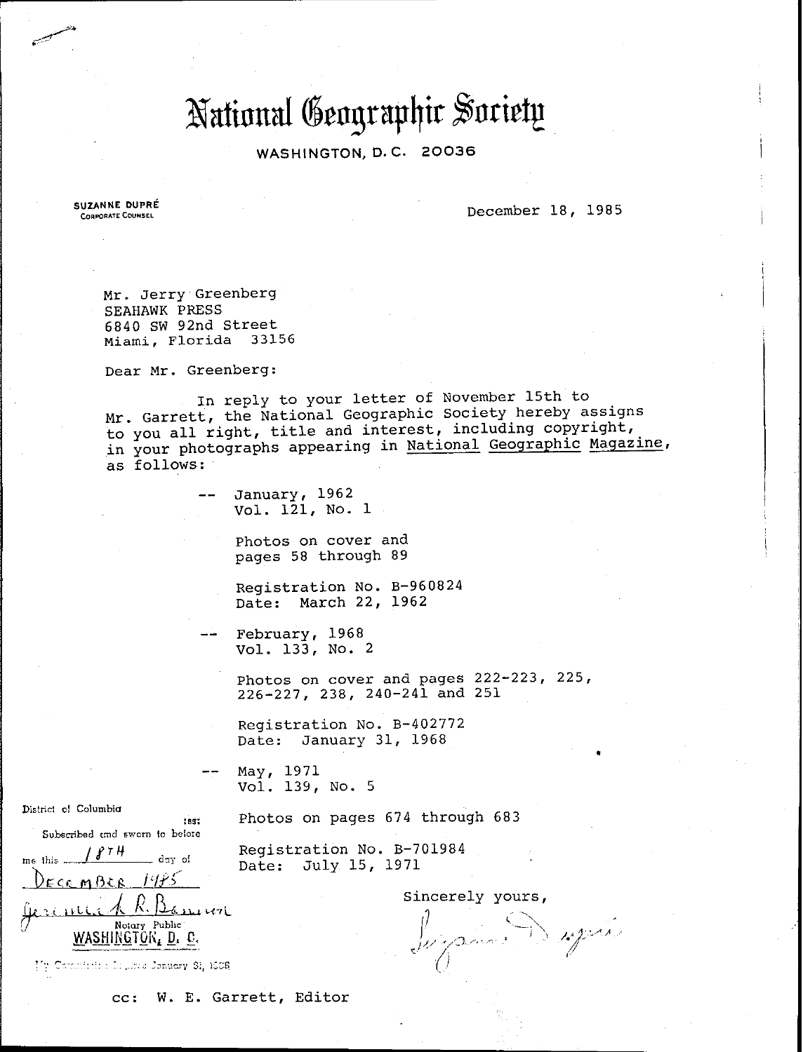# National Geographic Society

WASHINGTON, D.C. 20036

SUZANNE DUPRÉ
CORPORATE COUNSEL

December 18, 1985

Mr. Jerry Greenberg
SEAHAWK PRESS
6840 SW 92nd Street
Miami, Florida 33156

Dear Mr. Greenberg:

In reply to your letter of November 15th to Mr. Garrett, the National Geographic Society hereby assigns to you all right, title and interest, including copyright, in your photographs appearing in National Geographic Magazine, as follows:

-- January, 1962
Vol. 121, No. 1

Photos on cover and pages 58 through 89

Registration No. B-960824
Date: March 22, 1962

-- February, 1968
Vol. 133, No. 2

Photos on cover and pages 222-223, 225, 226-227, 238, 240-241 and 251

Registration No. B-402772
Date: January 31, 1968

-- May, 1971
Vol. 139, No. 5

Photos on pages 674 through 683

Registration No. B-701984
Date: July 15, 1971

Sincerely yours,

*[Signature]*

District of Columbia
:ss:
Subscribed and sworn to before me this 18TH day of DECEMBER 1985

*[Signature]*
Notary Public
WASHINGTON, D. C.

My Commission Expires January 31, 1988

cc: W. E. Garrett, Editor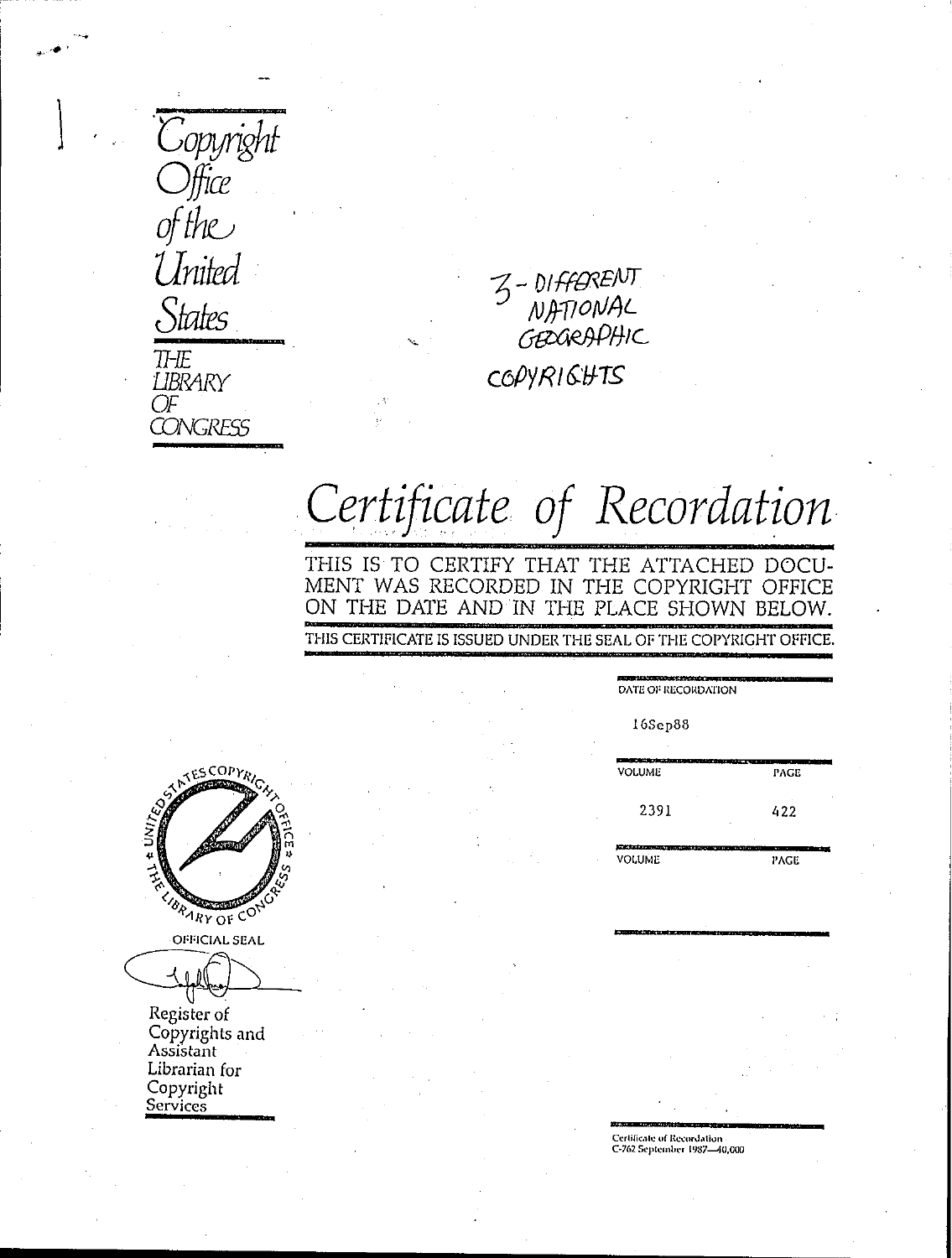Copyright Office of the United States

THE LIBRARY OF CONGRESS

3 - DIFFERENT NATIONAL GEOGRAPHIC COPYRIGHTS

# Certificate of Recordation

THIS IS TO CERTIFY THAT THE ATTACHED DOCUMENT WAS RECORDED IN THE COPYRIGHT OFFICE ON THE DATE AND IN THE PLACE SHOWN BELOW.

THIS CERTIFICATE IS ISSUED UNDER THE SEAL OF THE COPYRIGHT OFFICE.

DATE OF RECORDATION

16Sep88

| VOLUME | PAGE |
|---|---|
| 2391 | 422 |
| VOLUME | PAGE |
| | |

UNITED STATES COPYRIGHT OFFICE ✶ THE LIBRARY OF CONGRESS ✶

OFFICIAL SEAL

Register of Copyrights and Assistant Librarian for Copyright Services

Certificate of Recordation
C-762 September 1987—40,000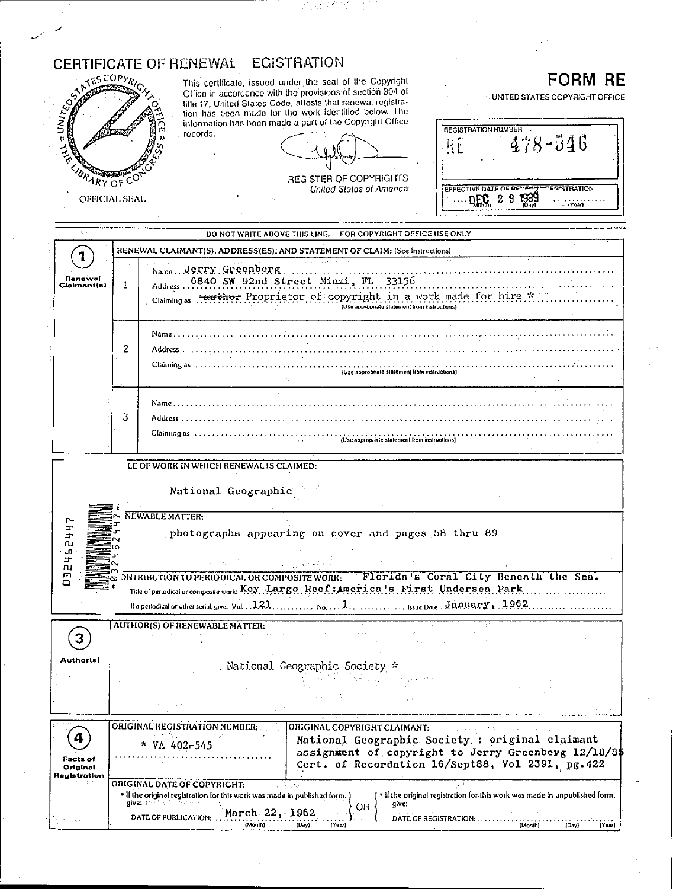# CERTIFICATE OF RENEWAL EGISTRATION

OFFICIAL SEAL

This certificate, issued under the seal of the Copyright Office in accordance with the provisions of section 304 of title 17, United States Code, attests that renewal registration has been made for the work identified below. The information has been made a part of the Copyright Office records.

REGISTER OF COPYRIGHTS
*United States of America*

## FORM RE

UNITED STATES COPYRIGHT OFFICE

REGISTRATION NUMBER
RE 478-546

EFFECTIVE DATE OF RENEWAL REGISTRATION
DEC 29 1989
(Month) (Day) (Year)

DO NOT WRITE ABOVE THIS LINE. FOR COPYRIGHT OFFICE USE ONLY

**1 Renewal Claimant(s)**

RENEWAL CLAIMANT(S), ADDRESS(ES), AND STATEMENT OF CLAIM: (See Instructions)

1. Name: Jerry Greenberg
   Address: 6840 SW 92nd Street Miami, FL 33156
   Claiming as: ~~author~~ Proprietor of copyright in a work made for hire *
   (Use appropriate statement from instructions)

2. Name:
   Address:
   Claiming as:
   (Use appropriate statement from instructions)

3. Name:
   Address:
   Claiming as:
   (Use appropriate statement from instructions)

LE OF WORK IN WHICH RENEWAL IS CLAIMED:

National Geographic

NEWABLE MATTER:

photographs appearing on cover and pages 58 thru 89

ONTRIBUTION TO PERIODICAL OR COMPOSITE WORK: Florida's Coral City Beneath the Sea.

Title of periodical or composite work: Key Largo Reef:America's First Undersea Park

If a periodical or other serial, give: Vol. 121 No. 1 Issue Date January, 1962

**3 Author(s)**

AUTHOR(S) OF RENEWABLE MATTER:

National Geographic Society *

**4 Facts of Original Registration**

ORIGINAL REGISTRATION NUMBER: * VA 402-545

ORIGINAL COPYRIGHT CLAIMANT: National Geographic Society : original claimant assignment of copyright to Jerry Greenberg 12/18/85 Cert. of Recordation 16/Sept88, Vol 2391, pg.422

ORIGINAL DATE OF COPYRIGHT:

- If the original registration for this work was made in published form, give: DATE OF PUBLICATION: March 22, 1962 (Month) (Day) (Year)

OR

- If the original registration for this work was made in unpublished form, give: DATE OF REGISTRATION: (Month) (Day) (Year)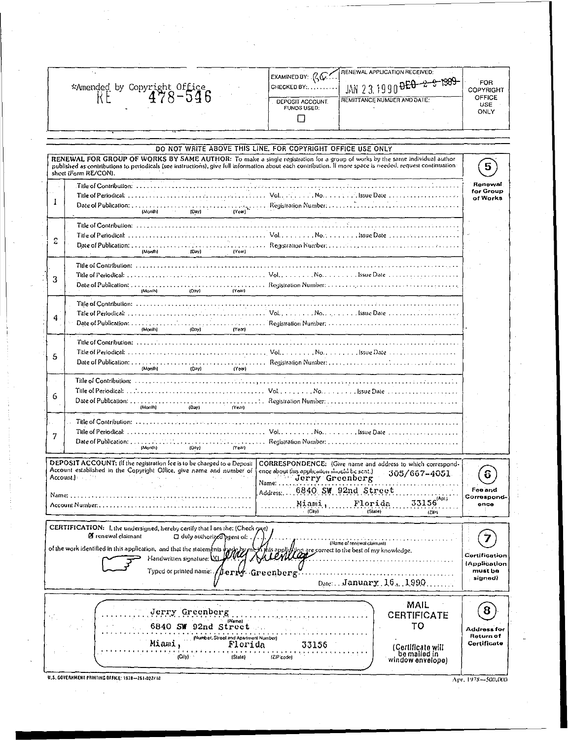*Amended by Copyright Office
RE 478-546

| | | |
|---|---|---|
| EXAMINED BY: BC | RENEWAL APPLICATION RECEIVED: JAN 23 1990 ~~DEC 2 8 1989~~ | FOR COPYRIGHT OFFICE USE ONLY |
| CHECKED BY: | | |
| DEPOSIT ACCOUNT FUNDS USED: ☐ | REMITTANCE NUMBER AND DATE: | |

DO NOT WRITE ABOVE THIS LINE. FOR COPYRIGHT OFFICE USE ONLY

**5 — Renewal for Group of Works**

**RENEWAL FOR GROUP OF WORKS BY SAME AUTHOR:** To make a single registration for a group of works by the same individual author published as contributions to periodicals (see instructions), give full information about each contribution. If more space is needed, request continuation sheet (Form RE/CON).

| | |
|---|---|
| 1 | Title of Contribution: <br> Title of Periodical: Vol. No. Issue Date <br> Date of Publication: (Month) (Day) (Year) Registration Number: |
| 2 | Title of Contribution: <br> Title of Periodical: Vol. No. Issue Date <br> Date of Publication: (Month) (Day) (Year) Registration Number: |
| 3 | Title of Contribution: <br> Title of Periodical: Vol. No. Issue Date <br> Date of Publication: (Month) (Day) (Year) Registration Number: |
| 4 | Title of Contribution: <br> Title of Periodical: Vol. No. Issue Date <br> Date of Publication: (Month) (Day) (Year) Registration Number: |
| 5 | Title of Contribution: <br> Title of Periodical: Vol. No. Issue Date <br> Date of Publication: (Month) (Day) (Year) Registration Number: |
| 6 | Title of Contribution: <br> Title of Periodical: Vol. No. Issue Date <br> Date of Publication: (Month) (Day) (Year) Registration Number: |
| 7 | Title of Contribution: <br> Title of Periodical: Vol. No. Issue Date <br> Date of Publication: (Month) (Day) (Year) Registration Number: |

**6 — Fee and Correspondence**

**DEPOSIT ACCOUNT:** (If the registration fee is to be charged to a Deposit Account established in the Copyright Office, give name and number of Account.)

Name:

Account Number:

**CORRESPONDENCE:** (Give name and address to which correspondence about this application should be sent.) 305/667-4051

Name: Jerry Greenberg

Address: 6840 SW 92nd Street (Apt.)

Miami, (City) Florida (State) 33156 (Zip)

**7 — Certification (Application must be signed)**

**CERTIFICATION:** I, the undersigned, hereby certify that I am the: (Check one)

☒ renewal claimant ☐ duly authorized agent of: (Name of renewal claimant)

of the work identified in this application, and that the statements made by me in this application are correct to the best of my knowledge.

Handwritten signature: (X) Jerry Greenberg

Typed or printed name: Jerry Greenberg

Date: January 16, 1990

**8 — Address for Return of Certificate**

MAIL CERTIFICATE TO

Jerry Greenberg (Name)

6840 SW 92nd Street (Number, Street and Apartment Number)

Miami, (City) Florida (State) 33156 (ZIP code)

(Certificate will be mailed in window envelope)

U.S. GOVERNMENT PRINTING OFFICE: 1978—261-022/10

Apr. 1978—500,000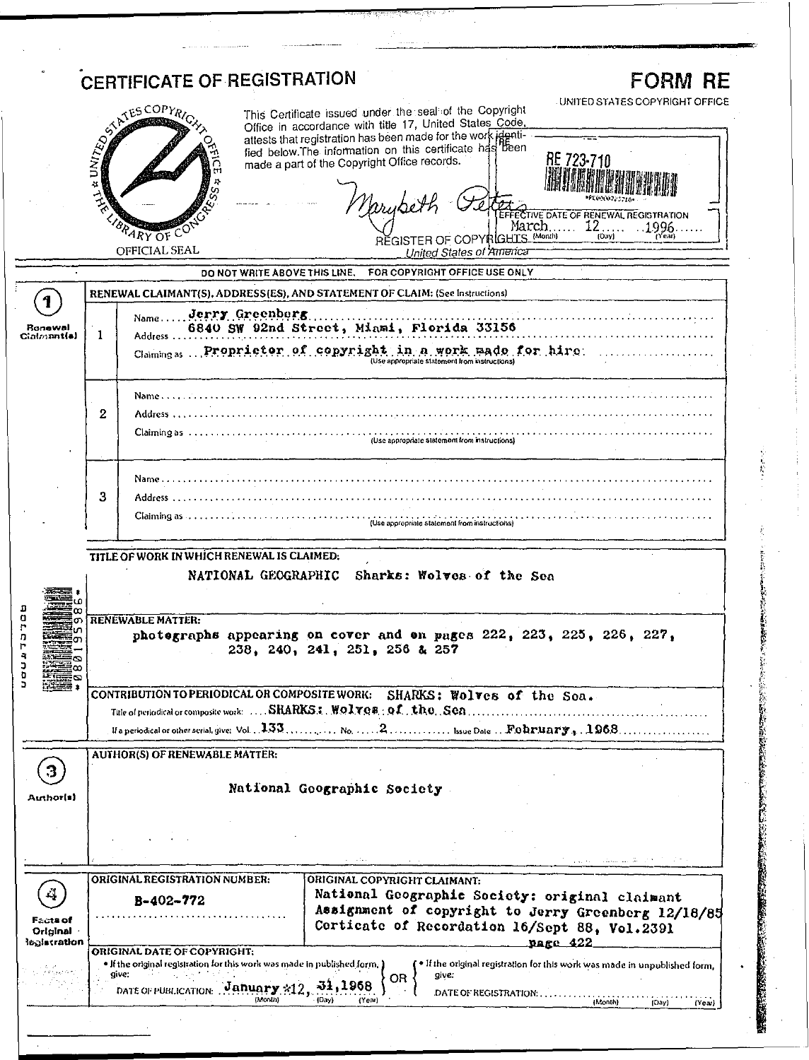# CERTIFICATE OF REGISTRATION

**FORM RE**

UNITED STATES COPYRIGHT OFFICE

UNITED STATES COPYRIGHT OFFICE · THE LIBRARY OF CONGRESS

OFFICIAL SEAL

This Certificate issued under the seal of the Copyright Office in accordance with title 17, United States Code, attests that registration has been made for the work identified below. The information on this certificate has been made a part of the Copyright Office records.

Marybeth Peters

REGISTER OF COPYRIGHTS
United States of America

RE 723-710

EFFECTIVE DATE OF RENEWAL REGISTRATION
March 12 1996
(Month) (Day) (Year)

DO NOT WRITE ABOVE THIS LINE. FOR COPYRIGHT OFFICE USE ONLY

## 1 Renewal Claimant(s)

**RENEWAL CLAIMANT(S), ADDRESS(ES), AND STATEMENT OF CLAIM:** (See Instructions)

1. Name: Jerry Greenberg
   Address: 6840 SW 92nd Street, Miami, Florida 33156
   Claiming as: Proprietor of copyright in a work made for hire
   (Use appropriate statement from instructions)

2. Name:
   Address:
   Claiming as:
   (Use appropriate statement from instructions)

3. Name:
   Address:
   Claiming as:
   (Use appropriate statement from instructions)

## 2

**TITLE OF WORK IN WHICH RENEWAL IS CLAIMED:**

NATIONAL GEOGRAPHIC Sharks: Wolves of the Sea

**RENEWABLE MATTER:**

photographs appearing on cover and on pages 222, 223, 225, 226, 227, 238, 240, 241, 251, 256 & 257

**CONTRIBUTION TO PERIODICAL OR COMPOSITE WORK:** SHARKS: Wolves of the Sea.

Title of periodical or composite work: SHARKS: Wolves of the Sea

If a periodical or other serial, give: Vol. 133 No. 2 Issue Date February, 1968

## 3 Author(s)

**AUTHOR(S) OF RENEWABLE MATTER:**

National Geographic Society

## 4 Facts of Original Registration

**ORIGINAL REGISTRATION NUMBER:** B-402-772

**ORIGINAL COPYRIGHT CLAIMANT:**
National Geographic Society: original claimant
Assignment of copyright to Jerry Greenberg 12/18/85
Certicate of Recordation 16/Sept 88, Vol.2391 page 422

**ORIGINAL DATE OF COPYRIGHT:**

- If the original registration for this work was made in published form, give:
  DATE OF PUBLICATION: January 12, 31, 1968
  (Month) (Day) (Year)

OR

- If the original registration for this work was made in unpublished form, give:
  DATE OF REGISTRATION:
  (Month) (Day) (Year)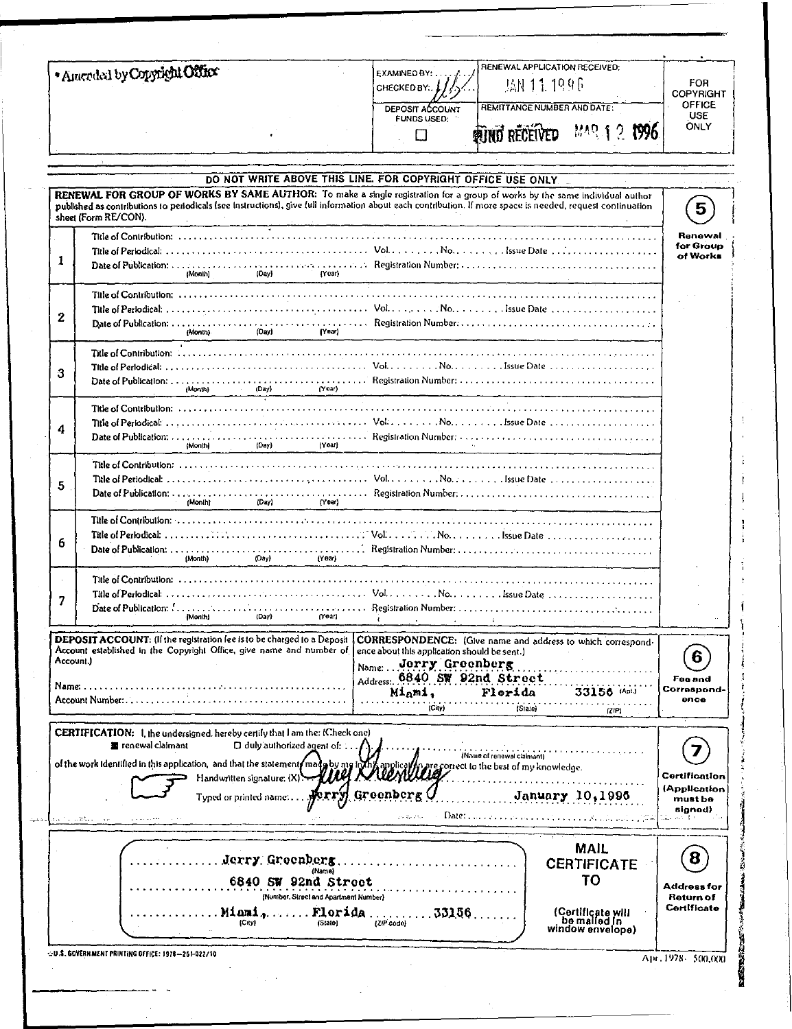* Amended by Copyright Office

| EXAMINED BY: | RENEWAL APPLICATION RECEIVED: | FOR COPYRIGHT OFFICE USE ONLY |
|---|---|---|
| CHECKED BY: | JAN 11 1996 | |
| DEPOSIT ACCOUNT FUNDS USED: ☐ | REMITTANCE NUMBER AND DATE: FUND RECEIVED MAR 12 1996 | |

DO NOT WRITE ABOVE THIS LINE. FOR COPYRIGHT OFFICE USE ONLY

## 5 Renewal for Group of Works

**RENEWAL FOR GROUP OF WORKS BY SAME AUTHOR:** To make a single registration for a group of works by the same individual author published as contributions to periodicals (see instructions), give full information about each contribution. If more space is needed, request continuation sheet (Form RE/CON).

1. Title of Contribution: ..................
   Title of Periodical: .................. Vol. ...... No. ...... Issue Date ......
   Date of Publication: (Month) (Day) (Year) Registration Number: ......

2. Title of Contribution: ..................
   Title of Periodical: .................. Vol. ...... No. ...... Issue Date ......
   Date of Publication: (Month) (Day) (Year) Registration Number: ......

3. Title of Contribution: ..................
   Title of Periodical: .................. Vol. ...... No. ...... Issue Date ......
   Date of Publication: (Month) (Day) (Year) Registration Number: ......

4. Title of Contribution: ..................
   Title of Periodical: .................. Vol. ...... No. ...... Issue Date ......
   Date of Publication: (Month) (Day) (Year) Registration Number: ......

5. Title of Contribution: ..................
   Title of Periodical: .................. Vol. ...... No. ...... Issue Date ......
   Date of Publication: (Month) (Day) (Year) Registration Number: ......

6. Title of Contribution: ..................
   Title of Periodical: .................. Vol. ...... No. ...... Issue Date ......
   Date of Publication: (Month) (Day) (Year) Registration Number: ......

7. Title of Contribution: ..................
   Title of Periodical: .................. Vol. ...... No. ...... Issue Date ......
   Date of Publication: (Month) (Day) (Year) Registration Number: ......

## 6 Fee and Correspondence

**DEPOSIT ACCOUNT:** (If the registration fee is to be charged to a Deposit Account established in the Copyright Office, give name and number of Account.)

Name: ..................

Account Number: ..................

**CORRESPONDENCE:** (Give name and address to which correspondence about this application should be sent.)

Name: Jerry Greenberg

Address: 6840 SW 92nd Street (Apt.)

Miami, (City) Florida (State) 33156 (ZIP)

## 7 Certification (Application must be signed)

**CERTIFICATION:** I, the undersigned, hereby certify that I am the: (Check one)

■ renewal claimant ☐ duly authorized agent of: .................. (Name of renewal claimant)

of the work identified in this application, and that the statements made by me in this application are correct to the best of my knowledge.

Handwritten signature: (X) Jerry Greenberg

Typed or printed name: Jerry Greenberg Date: January 10,1996

## 8 Address for Return of Certificate

**MAIL CERTIFICATE TO** (Certificate will be mailed in window envelope)

Jerry Greenberg (Name)

6840 SW 92nd Street (Number, Street and Apartment Number)

Miami, (City) Florida (State) 33156 (ZIP code)

U.S. GOVERNMENT PRINTING OFFICE: 1978—261-022/10

Apr. 1978 - 500,000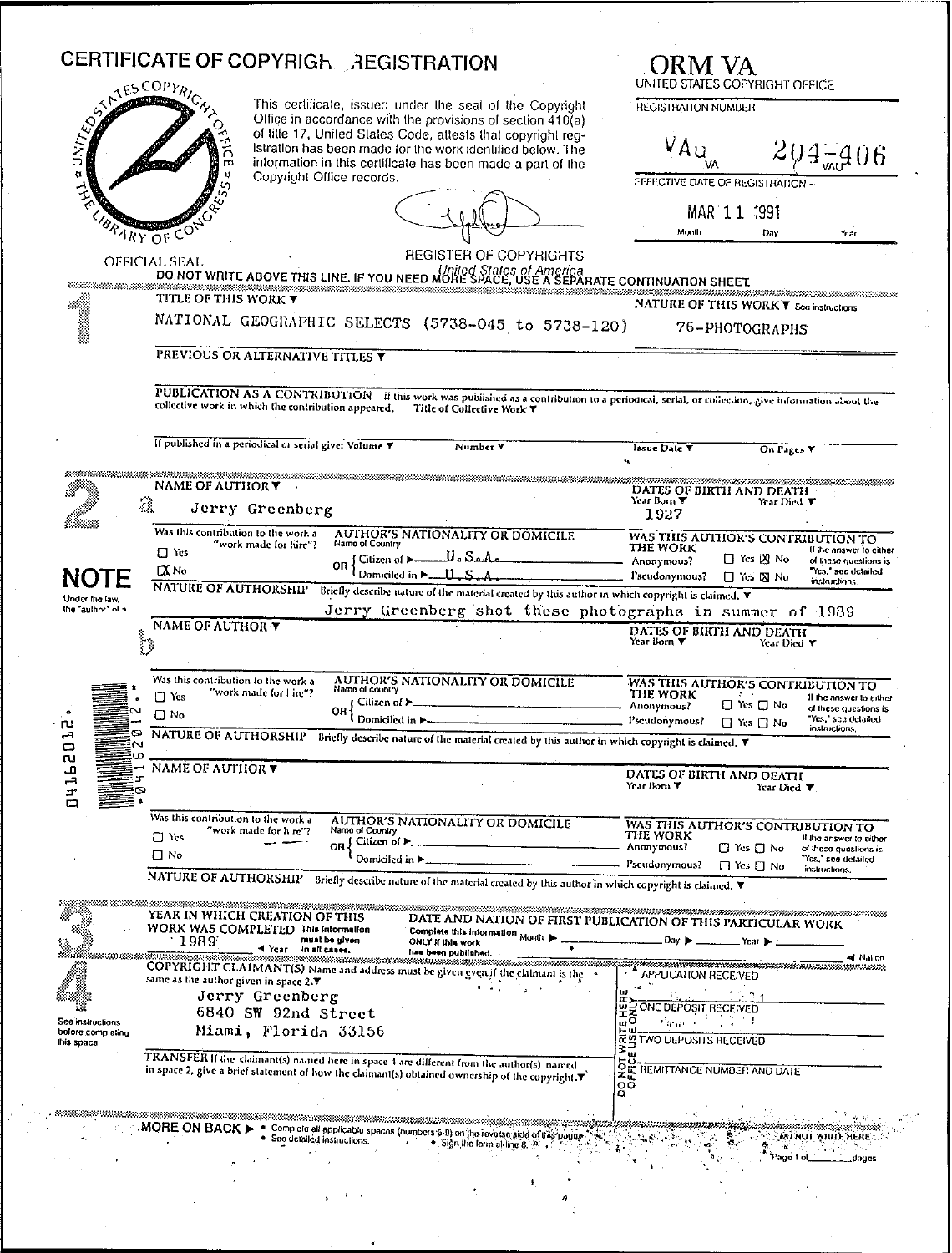# CERTIFICATE OF COPYRIGH_ REGISTRATION

**_ORM VA**
UNITED STATES COPYRIGHT OFFICE

REGISTRATION NUMBER

VAu 294-406
VA VAU

EFFECTIVE DATE OF REGISTRATION

MAR 11 1991
Month Day Year

UNITED STATES COPYRIGHT OFFICE * THE LIBRARY OF CONGRESS *

OFFICIAL SEAL

This certificate, issued under the seal of the Copyright Office in accordance with the provisions of section 410(a) of title 17, United States Code, attests that copyright registration has been made for the work identified below. The information in this certificate has been made a part of the Copyright Office records.

REGISTER OF COPYRIGHTS
*United States of America*

DO NOT WRITE ABOVE THIS LINE. IF YOU NEED MORE SPACE, USE A SEPARATE CONTINUATION SHEET.

## 1

TITLE OF THIS WORK ▼
NATIONAL GEOGRAPHIC SELECTS (5738-045 to 5738-120)

NATURE OF THIS WORK ▼ See instructions
76-PHOTOGRAPHS

PREVIOUS OR ALTERNATIVE TITLES ▼

PUBLICATION AS A CONTRIBUTION If this work was published as a contribution to a periodical, serial, or collection, give information about the collective work in which the contribution appeared. Title of Collective Work ▼

If published in a periodical or serial give: Volume ▼ Number ▼ Issue Date ▼ On Pages ▼

## 2

NAME OF AUTHOR ▼
a Jerry Greenberg

DATES OF BIRTH AND DEATH
Year Born ▼ 1927 Year Died ▼

Was this contribution to the work a "work made for hire"?
☐ Yes
☒ No

AUTHOR'S NATIONALITY OR DOMICILE
Name of Country
OR { Citizen of ▶ U.S.A.
Domiciled in ▶ U.S.A.

WAS THIS AUTHOR'S CONTRIBUTION TO THE WORK
Anonymous? ☐ Yes ☒ No
Pseudonymous? ☐ Yes ☒ No
If the answer to either of these questions is "Yes," see detailed instructions.

NATURE OF AUTHORSHIP Briefly describe nature of the material created by this author in which copyright is claimed. ▼
Jerry Greenberg shot these photographs in summer of 1989

**NOTE**
Under the law, the "author" of a

NAME OF AUTHOR ▼
b

DATES OF BIRTH AND DEATH
Year Born ▼ Year Died ▼

Was this contribution to the work a "work made for hire"?
☐ Yes
☐ No

AUTHOR'S NATIONALITY OR DOMICILE
Name of country
OR { Citizen of ▶
Domiciled in ▶

WAS THIS AUTHOR'S CONTRIBUTION TO THE WORK
Anonymous? ☐ Yes ☐ No
Pseudonymous? ☐ Yes ☐ No
If the answer to either of these questions is "Yes," see detailed instructions.

NATURE OF AUTHORSHIP Briefly describe nature of the material created by this author in which copyright is claimed. ▼

NAME OF AUTHOR ▼

DATES OF BIRTH AND DEATH
Year Born ▼ Year Died ▼

Was this contribution to the work a "work made for hire"?
☐ Yes
☐ No

AUTHOR'S NATIONALITY OR DOMICILE
Name of Country
OR { Citizen of ▶
Domiciled in ▶

WAS THIS AUTHOR'S CONTRIBUTION TO THE WORK
Anonymous? ☐ Yes ☐ No
Pseudonymous? ☐ Yes ☐ No
If the answer to either of these questions is "Yes," see detailed instructions.

NATURE OF AUTHORSHIP Briefly describe nature of the material created by this author in which copyright is claimed. ▼

04162012

## 3

YEAR IN WHICH CREATION OF THIS WORK WAS COMPLETED This information must be given in all cases.
1989 ◀ Year

DATE AND NATION OF FIRST PUBLICATION OF THIS PARTICULAR WORK
Complete this information ONLY if this work has been published.
Month ▶ Day ▶ Year ▶ ◀ Nation

## 4

COPYRIGHT CLAIMANT(S) Name and address must be given even if the claimant is the same as the author given in space 2.▼
Jerry Greenberg
6840 SW 92nd Street
Miami, Florida 33156

See instructions before completing this space.

APPLICATION RECEIVED

ONE DEPOSIT RECEIVED

TWO DEPOSITS RECEIVED

REMITTANCE NUMBER AND DATE

DO NOT WRITE HERE OFFICE USE ONLY

TRANSFER If the claimant(s) named here in space 4 are different from the author(s) named in space 2, give a brief statement of how the claimant(s) obtained ownership of the copyright.▼

MORE ON BACK ▶
• Complete all applicable spaces (numbers 5-9) on the reverse side of this page.
• See detailed instructions.
• Sign the form at line 8.

DO NOT WRITE HERE

Page 1 of ____ pages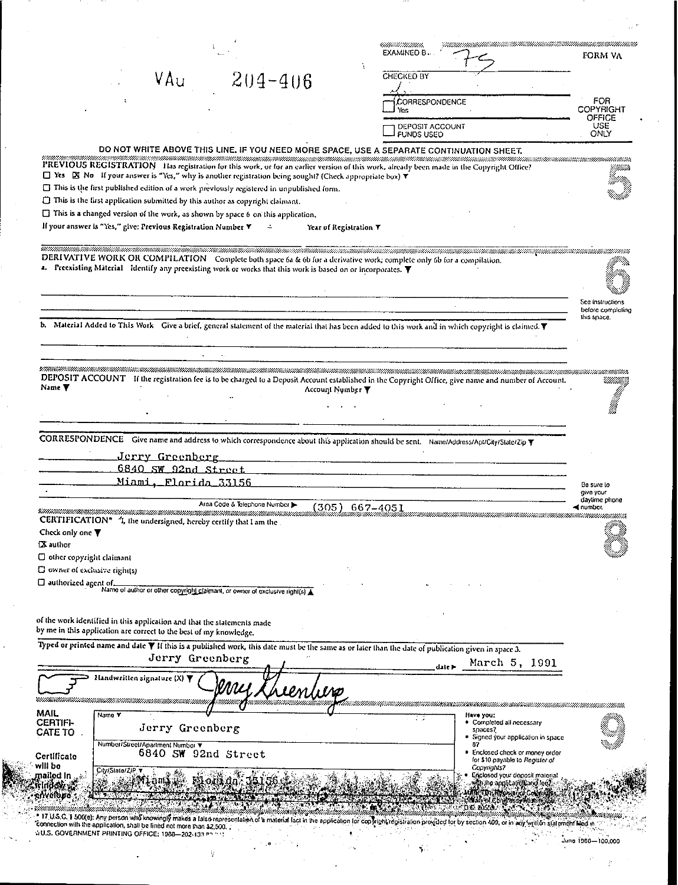VAu 204-406

EXAMINED BY 75

CHECKED BY

☐ CORRESPONDENCE Yes

☐ DEPOSIT ACCOUNT FUNDS USED

**FORM VA**

FOR COPYRIGHT OFFICE USE ONLY

**DO NOT WRITE ABOVE THIS LINE. IF YOU NEED MORE SPACE, USE A SEPARATE CONTINUATION SHEET.**

## 5

**PREVIOUS REGISTRATION** Has registration for this work, or for an earlier version of this work, already been made in the Copyright Office?

☐ Yes ☒ No If your answer is "Yes," why is another registration being sought? (Check appropriate box) ▼

☐ This is the first published edition of a work previously registered in unpublished form.

☐ This is the first application submitted by this author as copyright claimant.

☐ This is a changed version of the work, as shown by space 6 on this application.

If your answer is "Yes," give: Previous Registration Number ▼ Year of Registration ▼

## 6

**DERIVATIVE WORK OR COMPILATION** Complete both space 6a & 6b for a derivative work; complete only 6b for a compilation.

a. Preexisting Material Identify any preexisting work or works that this work is based on or incorporates. ▼

See instructions before completing this space.

b. Material Added to This Work Give a brief, general statement of the material that has been added to this work and in which copyright is claimed. ▼

## 7

**DEPOSIT ACCOUNT** If the registration fee is to be charged to a Deposit Account established in the Copyright Office, give name and number of Account.

Name ▼ Account Number ▼

**CORRESPONDENCE** Give name and address to which correspondence about this application should be sent. Name/Address/Apt/City/State/Zip ▼

Jerry Greenberg
6840 SW 92nd Street
Miami, Florida 33156

Area Code & Telephone Number ▶ (305) 667-4051

Be sure to give your daytime phone ◀ number.

## 8

**CERTIFICATION*** I, the undersigned, hereby certify that I am the

Check only one ▼

☒ author

☐ other copyright claimant

☐ owner of exclusive right(s)

☐ authorized agent of \_\_\_\_\_\_\_\_
Name of author or other copyright claimant, or owner of exclusive right(s) ▲

of the work identified in this application and that the statements made by me in this application are correct to the best of my knowledge.

Typed or printed name and date ▼ If this is a published work, this date must be the same as or later than the date of publication given in space 3.

Jerry Greenberg date ▶ March 5, 1991

Handwritten signature (X) ▼ Jerry Greenberg

## 9

**MAIL CERTIFICATE TO**

Certificate will be mailed in window envelope

Name ▼
Jerry Greenberg

Number/Street/Apartment Number ▼
6840 SW 92nd Street

City/State/ZIP ▼
Miami, Florida 33156

Have you:
- Completed all necessary spaces?
- Signed your application in space 8?
- Enclosed check or money order for $10 payable to *Register of Copyrights*?
- Enclosed your deposit material with the application and fee?

\* 17 U.S.C. § 506(e): Any person who knowingly makes a false representation of a material fact in the application for copyright registration provided for by section 409, or in any written statement filed in connection with the application, shall be fined not more than $2,500.

☆U.S. GOVERNMENT PRINTING OFFICE: 1988—202-133

June 1988—100,000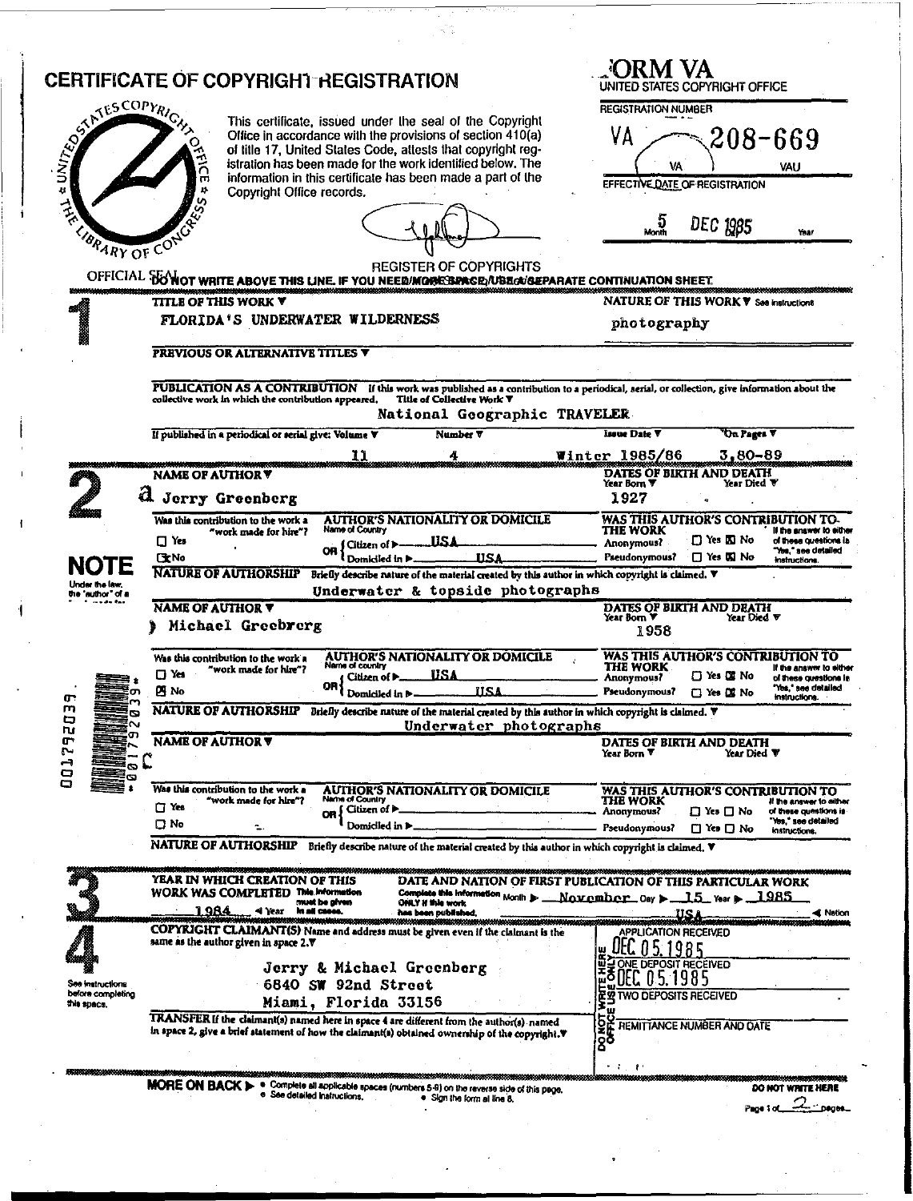# CERTIFICATE OF COPYRIGHT REGISTRATION

UNITED STATES COPYRIGHT OFFICE · THE LIBRARY OF CONGRESS

OFFICIAL SEAL

This certificate, issued under the seal of the Copyright Office in accordance with the provisions of section 410(a) of title 17, United States Code, attests that copyright registration has been made for the work identified below. The information in this certificate has been made a part of the Copyright Office records.

REGISTER OF COPYRIGHTS

**FORM VA**
UNITED STATES COPYRIGHT OFFICE

REGISTRATION NUMBER

VA 208-669

VA VAU

EFFECTIVE DATE OF REGISTRATION

5 DEC 1985
Month Day Year

DO NOT WRITE ABOVE THIS LINE. IF YOU NEED MORE SPACE, USE A SEPARATE CONTINUATION SHEET.

## 1

**TITLE OF THIS WORK ▼**
FLORIDA'S UNDERWATER WILDERNESS

**NATURE OF THIS WORK ▼** See instructions
photography

**PREVIOUS OR ALTERNATIVE TITLES ▼**

**PUBLICATION AS A CONTRIBUTION** If this work was published as a contribution to a periodical, serial, or collection, give information about the collective work in which the contribution appeared. Title of Collective Work ▼
National Geographic TRAVELER

| If published in a periodical or serial give: Volume ▼ | Number ▼ | Issue Date ▼ | On Pages ▼ |
|---|---|---|---|
| 11 | 4 | Winter 1985/86 | 3,80-89 |

## 2

**NAME OF AUTHOR ▼**
a Jerry Greenberg

**DATES OF BIRTH AND DEATH** Year Born ▼ 1927 Year Died ▼

Was this contribution to the work a "work made for hire"? ☐ Yes ☒ No

**AUTHOR'S NATIONALITY OR DOMICILE** Name of Country
OR { Citizen of ▶ USA / Domiciled in ▶ USA

**WAS THIS AUTHOR'S CONTRIBUTION TO THE WORK**
Anonymous? ☐ Yes ☒ No
Pseudonymous? ☐ Yes ☒ No
If the answer to either of these questions is "Yes," see detailed instructions.

**NATURE OF AUTHORSHIP** Briefly describe nature of the material created by this author in which copyright is claimed. ▼
Underwater & topside photographs

**NOTE**
Under the law, the "author" of a ...

**NAME OF AUTHOR ▼**
b Michael Greebrerg

**DATES OF BIRTH AND DEATH** Year Born ▼ 1958 Year Died ▼

Was this contribution to the work a "work made for hire"? ☐ Yes ☒ No

**AUTHOR'S NATIONALITY OR DOMICILE** Name of country
OR { Citizen of ▶ USA / Domiciled in ▶ USA

**WAS THIS AUTHOR'S CONTRIBUTION TO THE WORK**
Anonymous? ☐ Yes ☒ No
Pseudonymous? ☐ Yes ☒ No
If the answer to either of these questions is "Yes," see detailed instructions.

**NATURE OF AUTHORSHIP** Briefly describe nature of the material created by this author in which copyright is claimed. ▼
Underwater photographs

**NAME OF AUTHOR ▼**
c

**DATES OF BIRTH AND DEATH** Year Born ▼ Year Died ▼

Was this contribution to the work a "work made for hire"? ☐ Yes ☐ No

**AUTHOR'S NATIONALITY OR DOMICILE** Name of Country
OR { Citizen of ▶ / Domiciled in ▶

**WAS THIS AUTHOR'S CONTRIBUTION TO THE WORK**
Anonymous? ☐ Yes ☐ No
Pseudonymous? ☐ Yes ☐ No
If the answer to either of these questions is "Yes," see detailed instructions.

**NATURE OF AUTHORSHIP** Briefly describe nature of the material created by this author in which copyright is claimed. ▼

0017920039

## 3

**YEAR IN WHICH CREATION OF THIS WORK WAS COMPLETED** This information must be given in all cases.
1984 ◀ Year

**DATE AND NATION OF FIRST PUBLICATION OF THIS PARTICULAR WORK** Complete this information ONLY if this work has been published.
Month ▶ November Day ▶ 15 Year ▶ 1985
USA ◀ Nation

## 4

**COPYRIGHT CLAIMANT(S)** Name and address must be given even if the claimant is the same as the author given in space 2.▼

Jerry & Michael Greenberg
6840 SW 92nd Street
Miami, Florida 33156

See instructions before completing this space.

**TRANSFER** If the claimant(s) named here in space 4 are different from the author(s) named in space 2, give a brief statement of how the claimant(s) obtained ownership of the copyright.▼

DO NOT WRITE HERE — OFFICE USE ONLY
APPLICATION RECEIVED DEC 05 1985
ONE DEPOSIT RECEIVED DEC 05 1985
TWO DEPOSITS RECEIVED
REMITTANCE NUMBER AND DATE

**MORE ON BACK ▶** • Complete all applicable spaces (numbers 5-8) on the reverse side of this page. • See detailed instructions. • Sign the form at line 8.

DO NOT WRITE HERE

Page 1 of 2 pages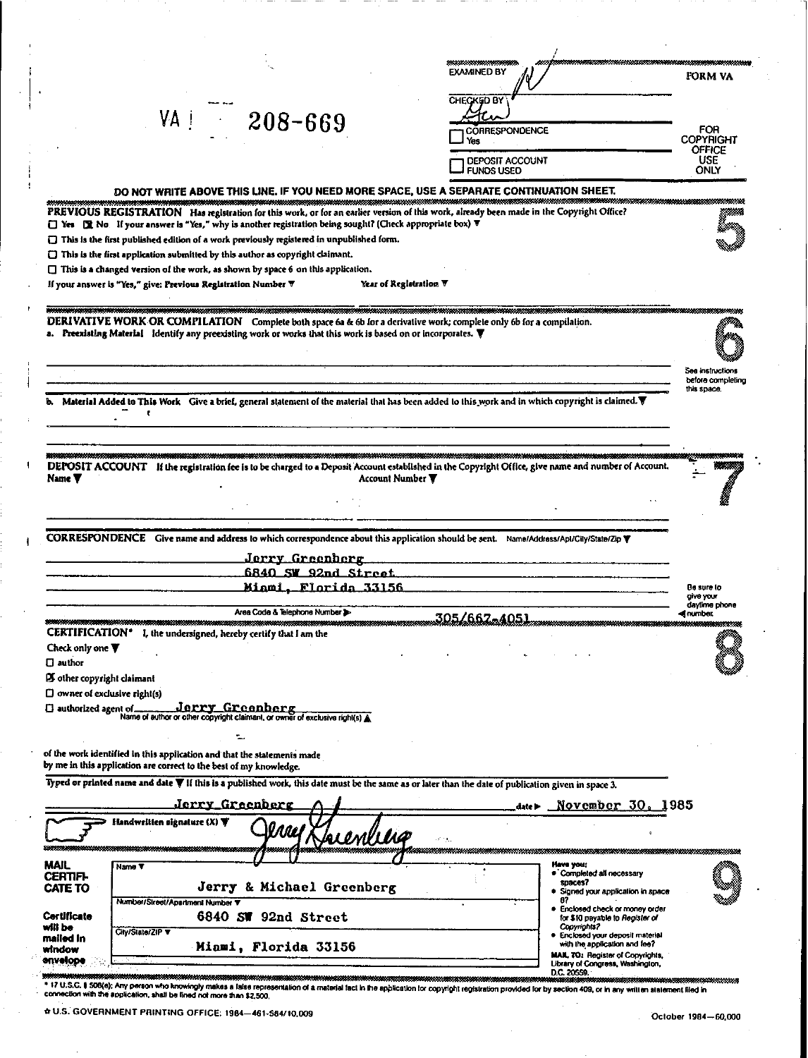VA 208-669

EXAMINED BY

CHECKED BY

☐ CORRESPONDENCE Yes

☐ DEPOSIT ACCOUNT FUNDS USED

FORM VA

FOR COPYRIGHT OFFICE USE ONLY

**DO NOT WRITE ABOVE THIS LINE. IF YOU NEED MORE SPACE, USE A SEPARATE CONTINUATION SHEET.**

## 5

**PREVIOUS REGISTRATION** Has registration for this work, or for an earlier version of this work, already been made in the Copyright Office?

☐ Yes ☒ No If your answer is "Yes," why is another registration being sought? (Check appropriate box) ▼

☐ This is the first published edition of a work previously registered in unpublished form.

☐ This is the first application submitted by this author as copyright claimant.

☐ This is a changed version of the work, as shown by space 6 on this application.

If your answer is "Yes," give: Previous Registration Number ▼ Year of Registration ▼

## 6

**DERIVATIVE WORK OR COMPILATION** Complete both space 6a & 6b for a derivative work; complete only 6b for a compilation.

a. **Preexisting Material** Identify any preexisting work or works that this work is based on or incorporates. ▼

See instructions before completing this space.

b. **Material Added to This Work** Give a brief, general statement of the material that has been added to this work and in which copyright is claimed. ▼

## 7

**DEPOSIT ACCOUNT** If the registration fee is to be charged to a Deposit Account established in the Copyright Office, give name and number of Account.

Name ▼ Account Number ▼

**CORRESPONDENCE** Give name and address to which correspondence about this application should be sent. Name/Address/Apt/City/State/Zip ▼

Jerry Greenberg
6840 SW 92nd Street
Miami, Florida 33156

Area Code & Telephone Number ▶ 305/667-4051

Be sure to give your daytime phone ◀ number.

## 8

**CERTIFICATION*** I, the undersigned, hereby certify that I am the

Check only one ▼

☐ author

☒ other copyright claimant

☐ owner of exclusive right(s)

☐ authorized agent of Jerry Greenberg
Name of author or other copyright claimant, or owner of exclusive right(s) ▲

of the work identified in this application and that the statements made by me in this application are correct to the best of my knowledge.

Typed or printed name and date ▼ If this is a published work, this date must be the same as or later than the date of publication given in space 3.

Jerry Greenberg date ▶ November 30, 1985

Handwritten signature (X) ▼ Jerry Greenberg

## 9

**MAIL CERTIFICATE TO**

Name ▼
Jerry & Michael Greenberg

Number/Street/Apartment Number ▼
6840 SW 92nd Street

City/State/ZIP ▼
Miami, Florida 33156

Certificate will be mailed in window envelope

Have you:
- Completed all necessary spaces?
- Signed your application in space 8?
- Enclosed check or money order for $10 payable to *Register of Copyrights*?
- Enclosed your deposit material with the application and fee?

MAIL TO: Register of Copyrights, Library of Congress, Washington, D.C. 20559.

* 17 U.S.C. § 506(e): Any person who knowingly makes a false representation of a material fact in the application for copyright registration provided for by section 409, or in any written statement filed in connection with the application, shall be fined not more than $2,500.

☆ U.S. GOVERNMENT PRINTING OFFICE: 1984—461-584/10,009

October 1984—60,000